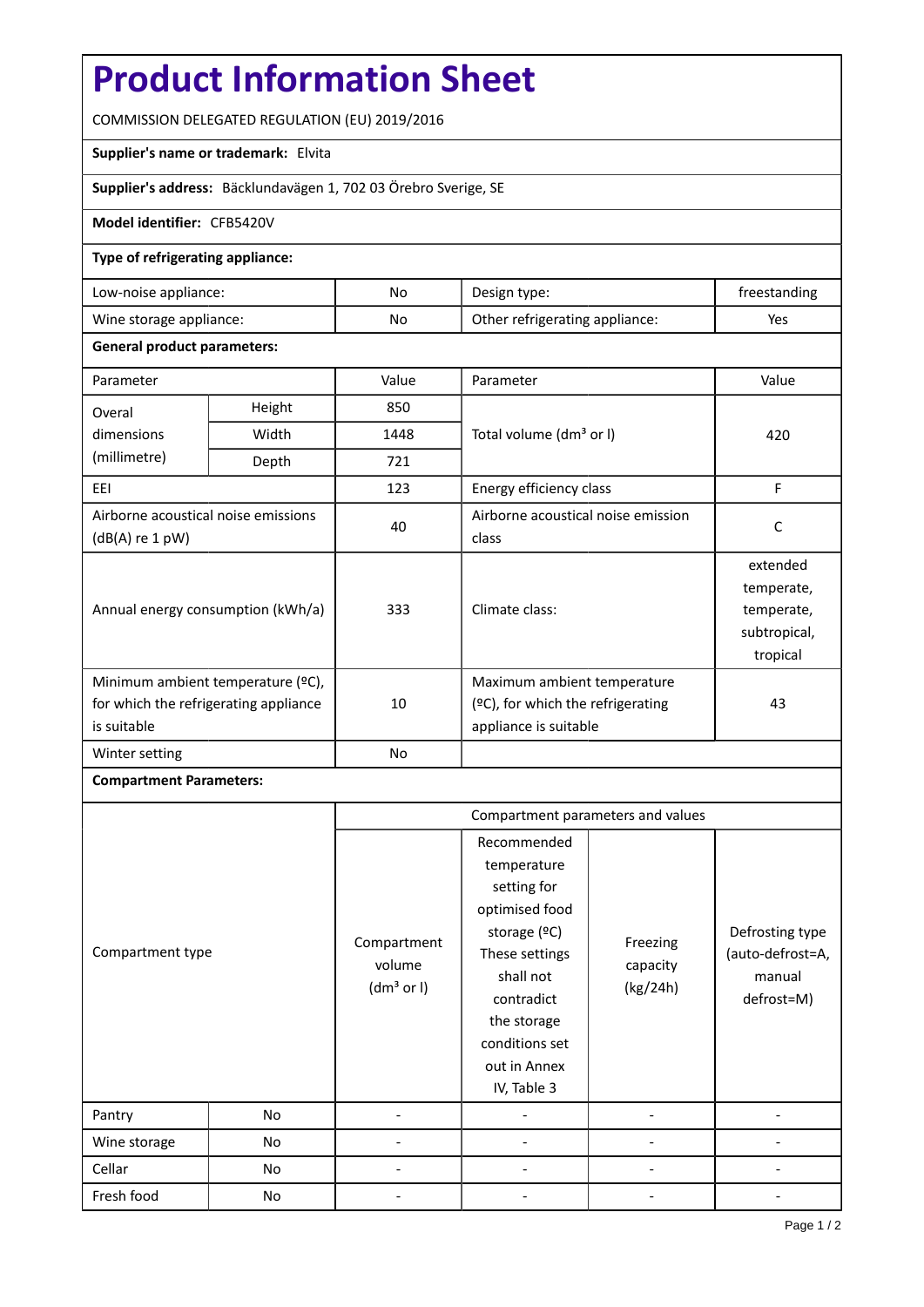# Product Information Sheet

COMMISSION DELEGATED REGULATION (EU) 2019/2016

**Supplier's name or trademark:** Elvita

**Supplier's address:** Bäcklundavägen 1, 702 03 Örebro Sverige, SE

**Model identifier:** CFB5420V

**Type of refrigerating appliance:**

| Low-noise appliance: | No | Design type: | freestanding |
|---|---|---|---|
| Wine storage appliance: | No | Other refrigerating appliance: | Yes |

**General product parameters:**

| Parameter | | Value | Parameter | Value |
|---|---|---|---|---|
| Overal dimensions (millimetre) | Height | 850 | Total volume (dm³ or l) | 420 |
| | Width | 1448 | | |
| | Depth | 721 | | |
| EEI | | 123 | Energy efficiency class | F |
| Airborne acoustical noise emissions (dB(A) re 1 pW) | | 40 | Airborne acoustical noise emission class | C |
| Annual energy consumption (kWh/a) | | 333 | Climate class: | extended temperate, temperate, subtropical, tropical |
| Minimum ambient temperature (ºC), for which the refrigerating appliance is suitable | | 10 | Maximum ambient temperature (ºC), for which the refrigerating appliance is suitable | 43 |
| Winter setting | | No | | |

**Compartment Parameters:**

| Compartment type | | Compartment parameters and values | | | |
|---|---|---|---|---|---|
| | | Compartment volume (dm³ or l) | Recommended temperature setting for optimised food storage (ºC) These settings shall not contradict the storage conditions set out in Annex IV, Table 3 | Freezing capacity (kg/24h) | Defrosting type (auto-defrost=A, manual defrost=M) |
| Pantry | No | - | - | - | - |
| Wine storage | No | - | - | - | - |
| Cellar | No | - | - | - | - |
| Fresh food | No | - | - | - | - |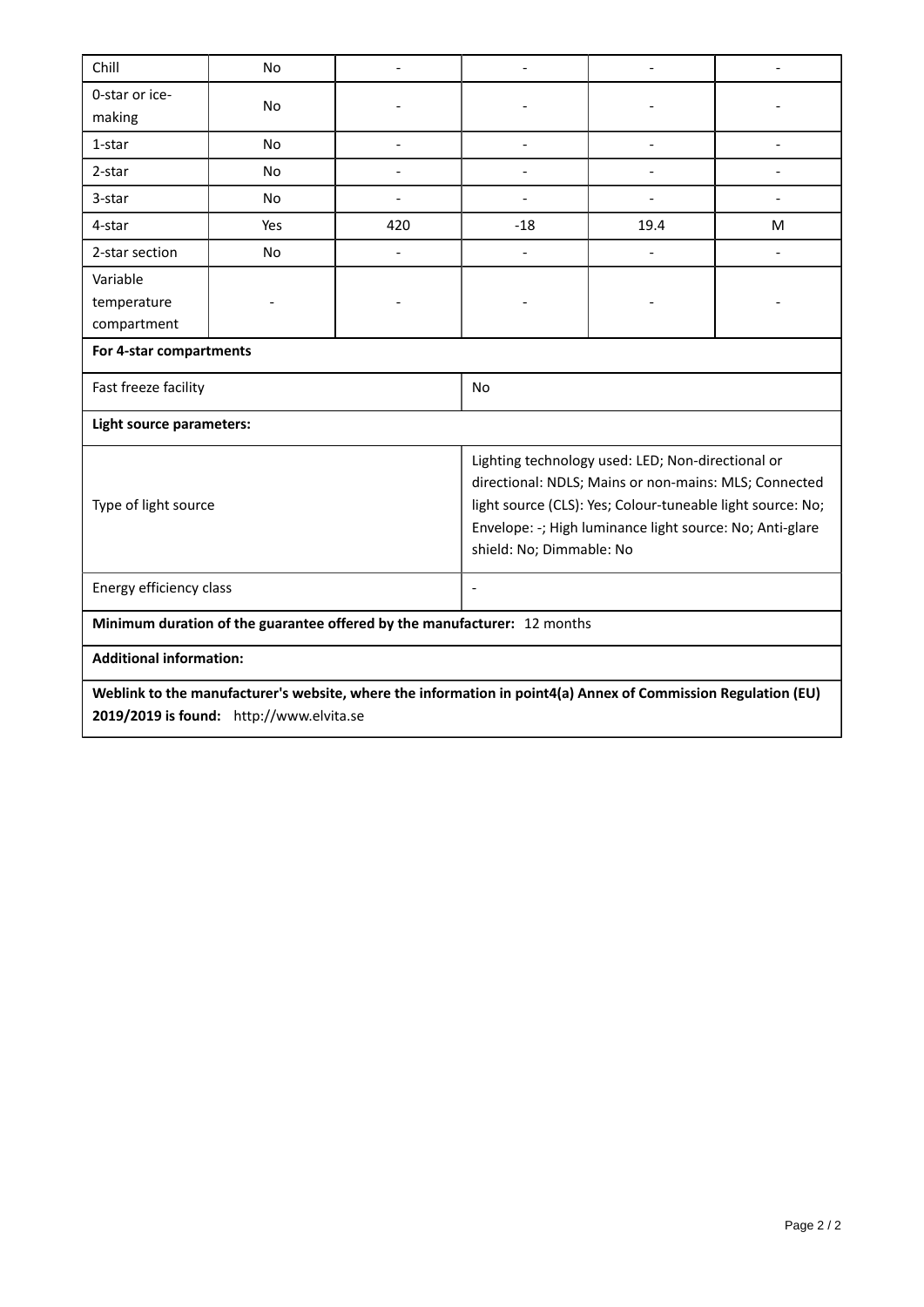| | | | | | |
|---|---|---|---|---|---|
| Chill | No | - | - | - | - |
| 0-star or ice-making | No | - | - | - | - |
| 1-star | No | - | - | - | - |
| 2-star | No | - | - | - | - |
| 3-star | No | - | - | - | - |
| 4-star | Yes | 420 | -18 | 19.4 | M |
| 2-star section | No | - | - | - | - |
| Variable temperature compartment | - | - | - | - | - |

| | |
|---|---|
| **For 4-star compartments** | |
| Fast freeze facility | No |
| **Light source parameters:** | |
| Type of light source | Lighting technology used: LED; Non-directional or directional: NDLS; Mains or non-mains: MLS; Connected light source (CLS): Yes; Colour-tuneable light source: No; Envelope: -; High luminance light source: No; Anti-glare shield: No; Dimmable: No |
| Energy efficiency class | - |

**Minimum duration of the guarantee offered by the manufacturer:** 12 months

**Additional information:**

**Weblink to the manufacturer's website, where the information in point4(a) Annex of Commission Regulation (EU) 2019/2019 is found:** http://www.elvita.se